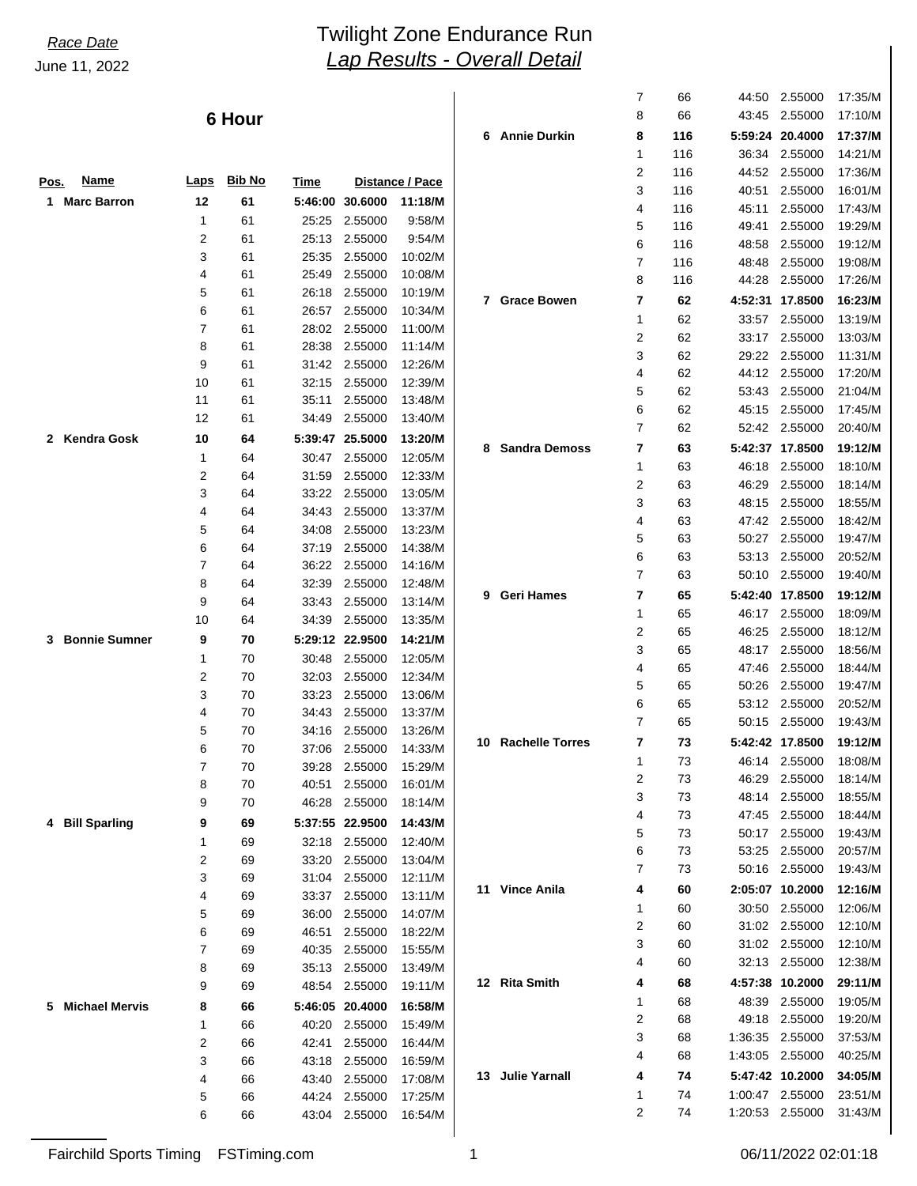*Race Date*

June 11, 2022

# Twilight Zone Endurance Run

## *Lap Results - Overall Detail*

### 6 Hour

| Pos. | Name | Laps | Bib No | Time | Distance | Pace |
|---|---|---|---|---|---|---|
| **1** | **Marc Barron** | **12** | **61** | **5:46:00** | **30.6000** | **11:18/M** |
| | | 1 | 61 | 25:25 | 2.55000 | 9:58/M |
| | | 2 | 61 | 25:13 | 2.55000 | 9:54/M |
| | | 3 | 61 | 25:35 | 2.55000 | 10:02/M |
| | | 4 | 61 | 25:49 | 2.55000 | 10:08/M |
| | | 5 | 61 | 26:18 | 2.55000 | 10:19/M |
| | | 6 | 61 | 26:57 | 2.55000 | 10:34/M |
| | | 7 | 61 | 28:02 | 2.55000 | 11:00/M |
| | | 8 | 61 | 28:38 | 2.55000 | 11:14/M |
| | | 9 | 61 | 31:42 | 2.55000 | 12:26/M |
| | | 10 | 61 | 32:15 | 2.55000 | 12:39/M |
| | | 11 | 61 | 35:11 | 2.55000 | 13:48/M |
| | | 12 | 61 | 34:49 | 2.55000 | 13:40/M |
| **2** | **Kendra Gosk** | **10** | **64** | **5:39:47** | **25.5000** | **13:20/M** |
| | | 1 | 64 | 30:47 | 2.55000 | 12:05/M |
| | | 2 | 64 | 31:59 | 2.55000 | 12:33/M |
| | | 3 | 64 | 33:22 | 2.55000 | 13:05/M |
| | | 4 | 64 | 34:43 | 2.55000 | 13:37/M |
| | | 5 | 64 | 34:08 | 2.55000 | 13:23/M |
| | | 6 | 64 | 37:19 | 2.55000 | 14:38/M |
| | | 7 | 64 | 36:22 | 2.55000 | 14:16/M |
| | | 8 | 64 | 32:39 | 2.55000 | 12:48/M |
| | | 9 | 64 | 33:43 | 2.55000 | 13:14/M |
| | | 10 | 64 | 34:39 | 2.55000 | 13:35/M |
| **3** | **Bonnie Sumner** | **9** | **70** | **5:29:12** | **22.9500** | **14:21/M** |
| | | 1 | 70 | 30:48 | 2.55000 | 12:05/M |
| | | 2 | 70 | 32:03 | 2.55000 | 12:34/M |
| | | 3 | 70 | 33:23 | 2.55000 | 13:06/M |
| | | 4 | 70 | 34:43 | 2.55000 | 13:37/M |
| | | 5 | 70 | 34:16 | 2.55000 | 13:26/M |
| | | 6 | 70 | 37:06 | 2.55000 | 14:33/M |
| | | 7 | 70 | 39:28 | 2.55000 | 15:29/M |
| | | 8 | 70 | 40:51 | 2.55000 | 16:01/M |
| | | 9 | 70 | 46:28 | 2.55000 | 18:14/M |
| **4** | **Bill Sparling** | **9** | **69** | **5:37:55** | **22.9500** | **14:43/M** |
| | | 1 | 69 | 32:18 | 2.55000 | 12:40/M |
| | | 2 | 69 | 33:20 | 2.55000 | 13:04/M |
| | | 3 | 69 | 31:04 | 2.55000 | 12:11/M |
| | | 4 | 69 | 33:37 | 2.55000 | 13:11/M |
| | | 5 | 69 | 36:00 | 2.55000 | 14:07/M |
| | | 6 | 69 | 46:51 | 2.55000 | 18:22/M |
| | | 7 | 69 | 40:35 | 2.55000 | 15:55/M |
| | | 8 | 69 | 35:13 | 2.55000 | 13:49/M |
| | | 9 | 69 | 48:54 | 2.55000 | 19:11/M |
| **5** | **Michael Mervis** | **8** | **66** | **5:46:05** | **20.4000** | **16:58/M** |
| | | 1 | 66 | 40:20 | 2.55000 | 15:49/M |
| | | 2 | 66 | 42:41 | 2.55000 | 16:44/M |
| | | 3 | 66 | 43:18 | 2.55000 | 16:59/M |
| | | 4 | 66 | 43:40 | 2.55000 | 17:08/M |
| | | 5 | 66 | 44:24 | 2.55000 | 17:25/M |
| | | 6 | 66 | 43:04 | 2.55000 | 16:54/M |
| | | 7 | 66 | 44:50 | 2.55000 | 17:35/M |
| | | 8 | 66 | 43:45 | 2.55000 | 17:10/M |
| **6** | **Annie Durkin** | **8** | **116** | **5:59:24** | **20.4000** | **17:37/M** |
| | | 1 | 116 | 36:34 | 2.55000 | 14:21/M |
| | | 2 | 116 | 44:52 | 2.55000 | 17:36/M |
| | | 3 | 116 | 40:51 | 2.55000 | 16:01/M |
| | | 4 | 116 | 45:11 | 2.55000 | 17:43/M |
| | | 5 | 116 | 49:41 | 2.55000 | 19:29/M |
| | | 6 | 116 | 48:58 | 2.55000 | 19:12/M |
| | | 7 | 116 | 48:48 | 2.55000 | 19:08/M |
| | | 8 | 116 | 44:28 | 2.55000 | 17:26/M |
| **7** | **Grace Bowen** | **7** | **62** | **4:52:31** | **17.8500** | **16:23/M** |
| | | 1 | 62 | 33:57 | 2.55000 | 13:19/M |
| | | 2 | 62 | 33:17 | 2.55000 | 13:03/M |
| | | 3 | 62 | 29:22 | 2.55000 | 11:31/M |
| | | 4 | 62 | 44:12 | 2.55000 | 17:20/M |
| | | 5 | 62 | 53:43 | 2.55000 | 21:04/M |
| | | 6 | 62 | 45:15 | 2.55000 | 17:45/M |
| | | 7 | 62 | 52:42 | 2.55000 | 20:40/M |
| **8** | **Sandra Demoss** | **7** | **63** | **5:42:37** | **17.8500** | **19:12/M** |
| | | 1 | 63 | 46:18 | 2.55000 | 18:10/M |
| | | 2 | 63 | 46:29 | 2.55000 | 18:14/M |
| | | 3 | 63 | 48:15 | 2.55000 | 18:55/M |
| | | 4 | 63 | 47:42 | 2.55000 | 18:42/M |
| | | 5 | 63 | 50:27 | 2.55000 | 19:47/M |
| | | 6 | 63 | 53:13 | 2.55000 | 20:52/M |
| | | 7 | 63 | 50:10 | 2.55000 | 19:40/M |
| **9** | **Geri Hames** | **7** | **65** | **5:42:40** | **17.8500** | **19:12/M** |
| | | 1 | 65 | 46:17 | 2.55000 | 18:09/M |
| | | 2 | 65 | 46:25 | 2.55000 | 18:12/M |
| | | 3 | 65 | 48:17 | 2.55000 | 18:56/M |
| | | 4 | 65 | 47:46 | 2.55000 | 18:44/M |
| | | 5 | 65 | 50:26 | 2.55000 | 19:47/M |
| | | 6 | 65 | 53:12 | 2.55000 | 20:52/M |
| | | 7 | 65 | 50:15 | 2.55000 | 19:43/M |
| **10** | **Rachelle Torres** | **7** | **73** | **5:42:42** | **17.8500** | **19:12/M** |
| | | 1 | 73 | 46:14 | 2.55000 | 18:08/M |
| | | 2 | 73 | 46:29 | 2.55000 | 18:14/M |
| | | 3 | 73 | 48:14 | 2.55000 | 18:55/M |
| | | 4 | 73 | 47:45 | 2.55000 | 18:44/M |
| | | 5 | 73 | 50:17 | 2.55000 | 19:43/M |
| | | 6 | 73 | 53:25 | 2.55000 | 20:57/M |
| | | 7 | 73 | 50:16 | 2.55000 | 19:43/M |
| **11** | **Vince Anila** | **4** | **60** | **2:05:07** | **10.2000** | **12:16/M** |
| | | 1 | 60 | 30:50 | 2.55000 | 12:06/M |
| | | 2 | 60 | 31:02 | 2.55000 | 12:10/M |
| | | 3 | 60 | 31:02 | 2.55000 | 12:10/M |
| | | 4 | 60 | 32:13 | 2.55000 | 12:38/M |
| **12** | **Rita Smith** | **4** | **68** | **4:57:38** | **10.2000** | **29:11/M** |
| | | 1 | 68 | 48:39 | 2.55000 | 19:05/M |
| | | 2 | 68 | 49:18 | 2.55000 | 19:20/M |
| | | 3 | 68 | 1:36:35 | 2.55000 | 37:53/M |
| | | 4 | 68 | 1:43:05 | 2.55000 | 40:25/M |
| **13** | **Julie Yarnall** | **4** | **74** | **5:47:42** | **10.2000** | **34:05/M** |
| | | 1 | 74 | 1:00:47 | 2.55000 | 23:51/M |
| | | 2 | 74 | 1:20:53 | 2.55000 | 31:43/M |

Fairchild Sports Timing    FSTiming.com

06/11/2022 02:01:18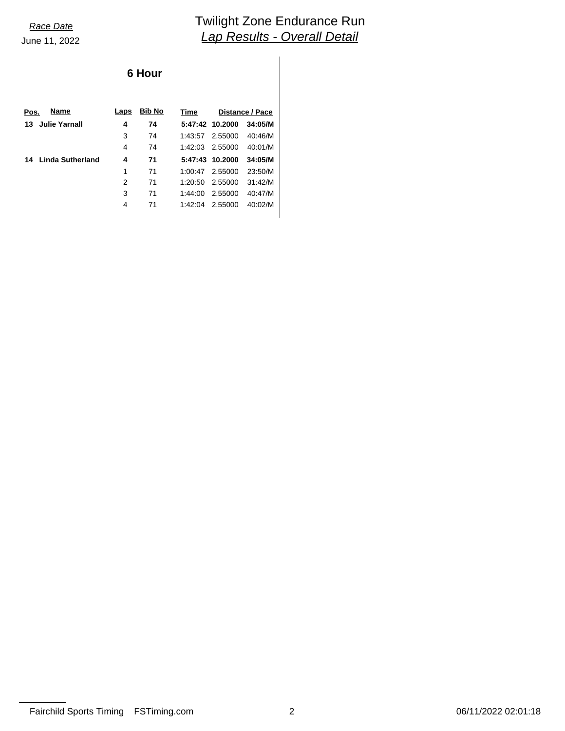*Race Date*

June 11, 2022

# Twilight Zone Endurance Run

## *Lap Results - Overall Detail*

### 6 Hour

| Pos. | Name | Laps | Bib No | Time | Distance / Pace | |
|---|---|---|---|---|---|---|
| **13** | **Julie Yarnall** | **4** | **74** | **5:47:42** | **10.2000** | **34:05/M** |
| | | 3 | 74 | 1:43:57 | 2.55000 | 40:46/M |
| | | 4 | 74 | 1:42:03 | 2.55000 | 40:01/M |
| **14** | **Linda Sutherland** | **4** | **71** | **5:47:43** | **10.2000** | **34:05/M** |
| | | 1 | 71 | 1:00:47 | 2.55000 | 23:50/M |
| | | 2 | 71 | 1:20:50 | 2.55000 | 31:42/M |
| | | 3 | 71 | 1:44:00 | 2.55000 | 40:47/M |
| | | 4 | 71 | 1:42:04 | 2.55000 | 40:02/M |

Fairchild Sports Timing FSTiming.com

06/11/2022 02:01:18